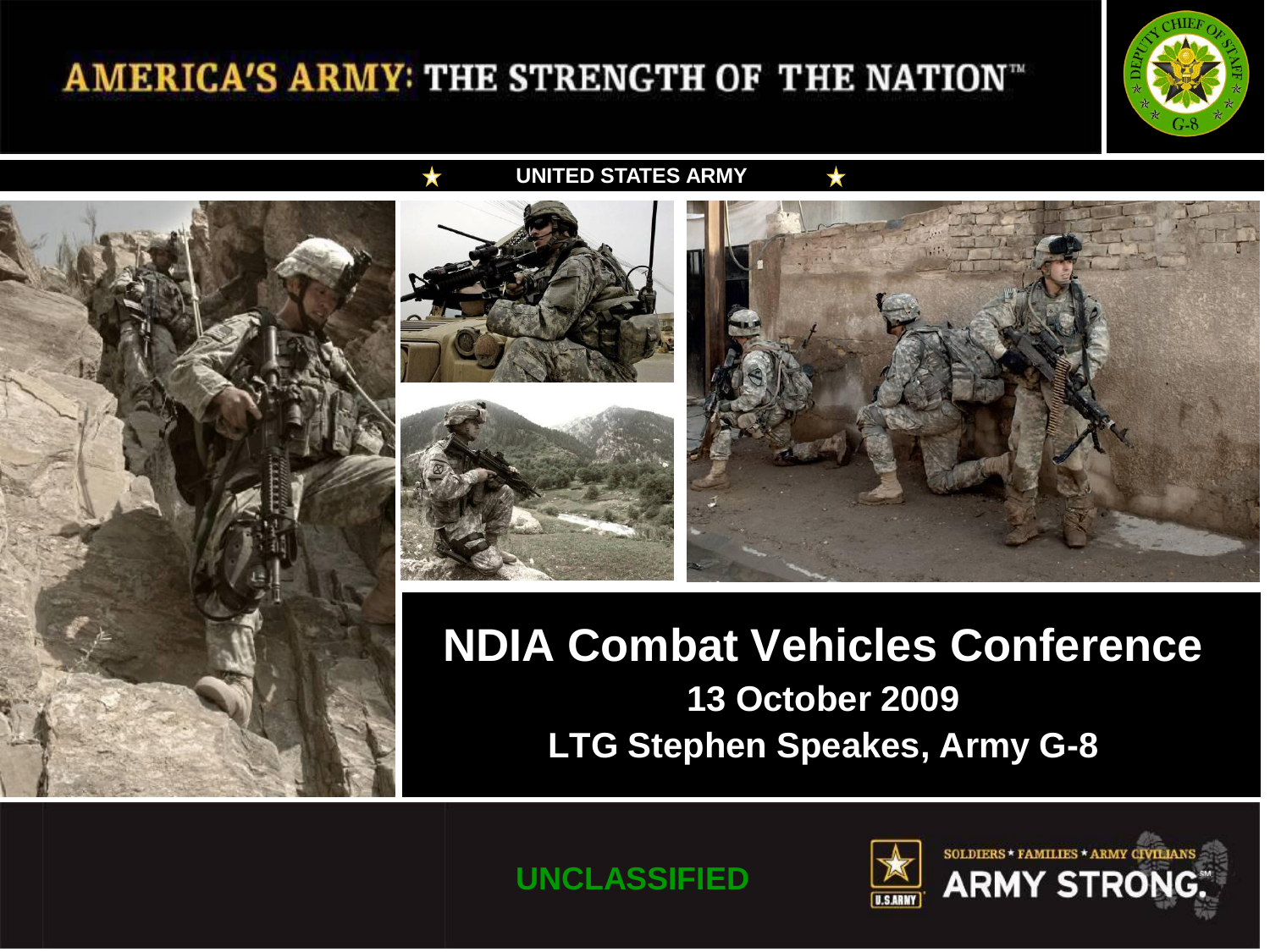AMERICA'S ARMY: THE STRENGTH OF THE NATION™

UNITED STATES ARMY

# NDIA Combat Vehicles Conference

**13 October 2009**

**LTG Stephen Speakes, Army G-8**

UNCLASSIFIED

SOLDIERS ★ FAMILIES ★ ARMY CIVILIANS

ARMY STRONG.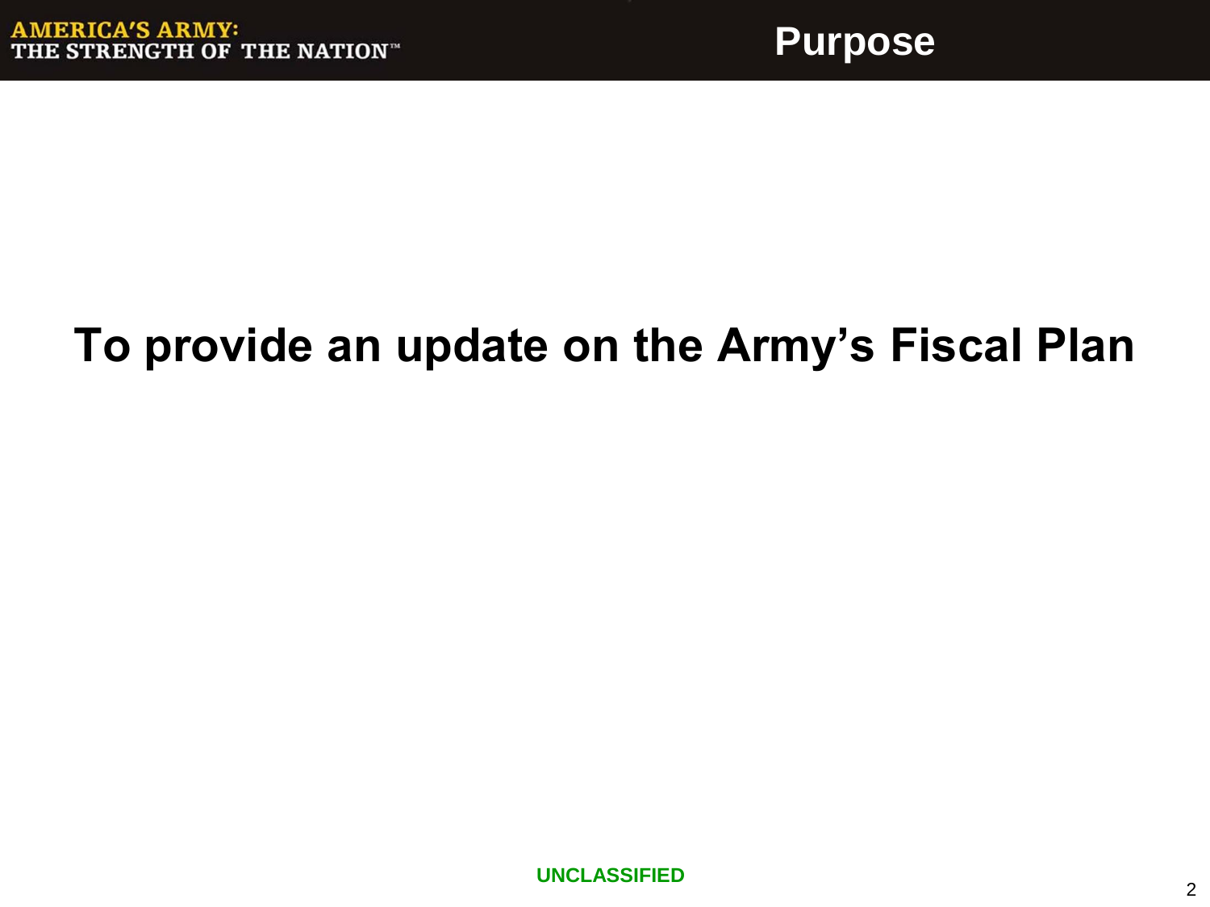# Purpose

**To provide an update on the Army's Fiscal Plan**

UNCLASSIFIED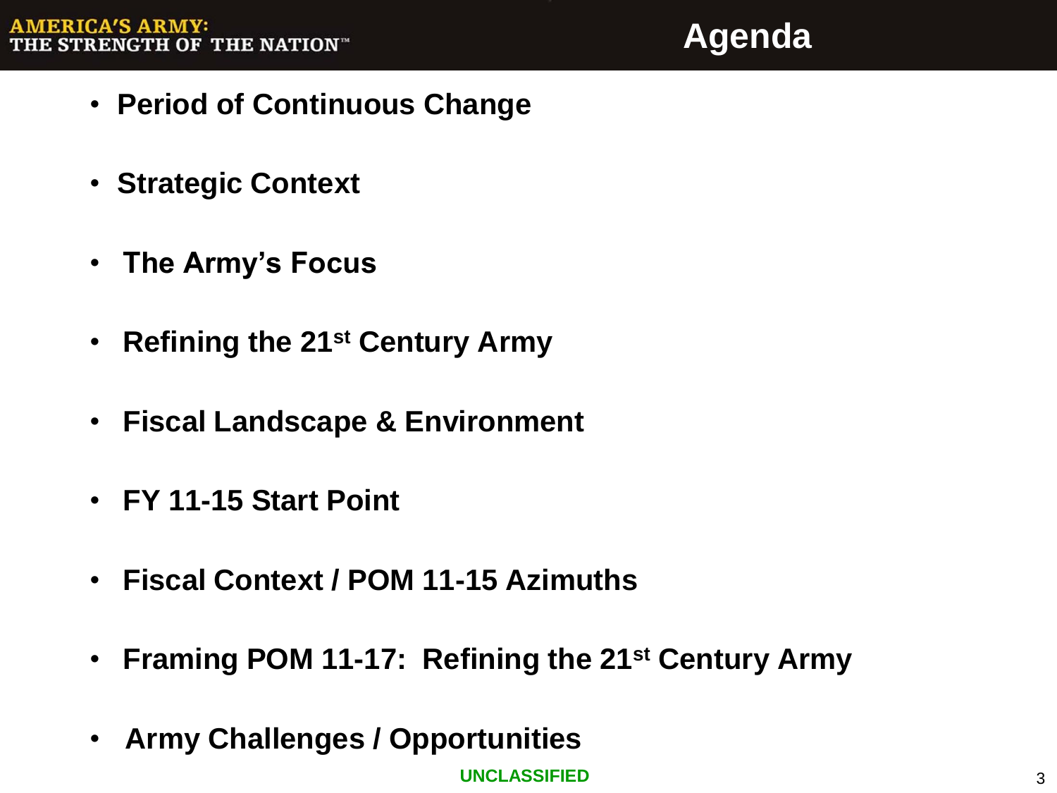# Agenda

- **Period of Continuous Change**
- **Strategic Context**
- **The Army's Focus**
- **Refining the 21st Century Army**
- **Fiscal Landscape & Environment**
- **FY 11-15 Start Point**
- **Fiscal Context / POM 11-15 Azimuths**
- **Framing POM 11-17: Refining the 21st Century Army**
- **Army Challenges / Opportunities**

UNCLASSIFIED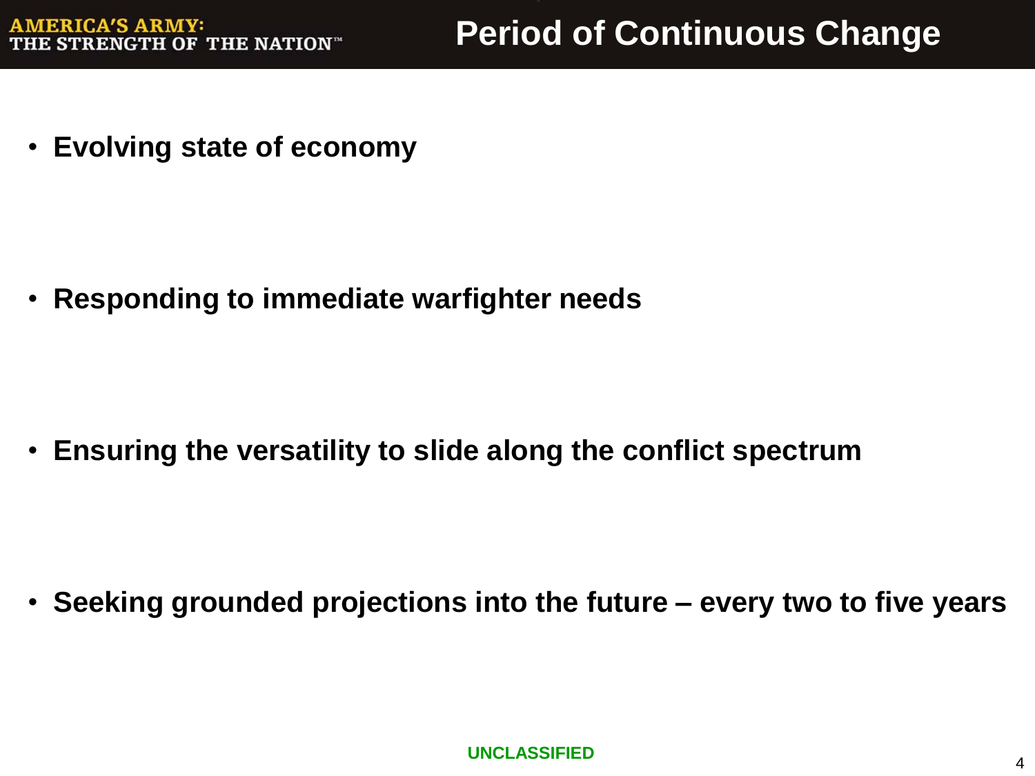# Period of Continuous Change

- **Evolving state of economy**
- **Responding to immediate warfighter needs**
- **Ensuring the versatility to slide along the conflict spectrum**
- **Seeking grounded projections into the future – every two to five years**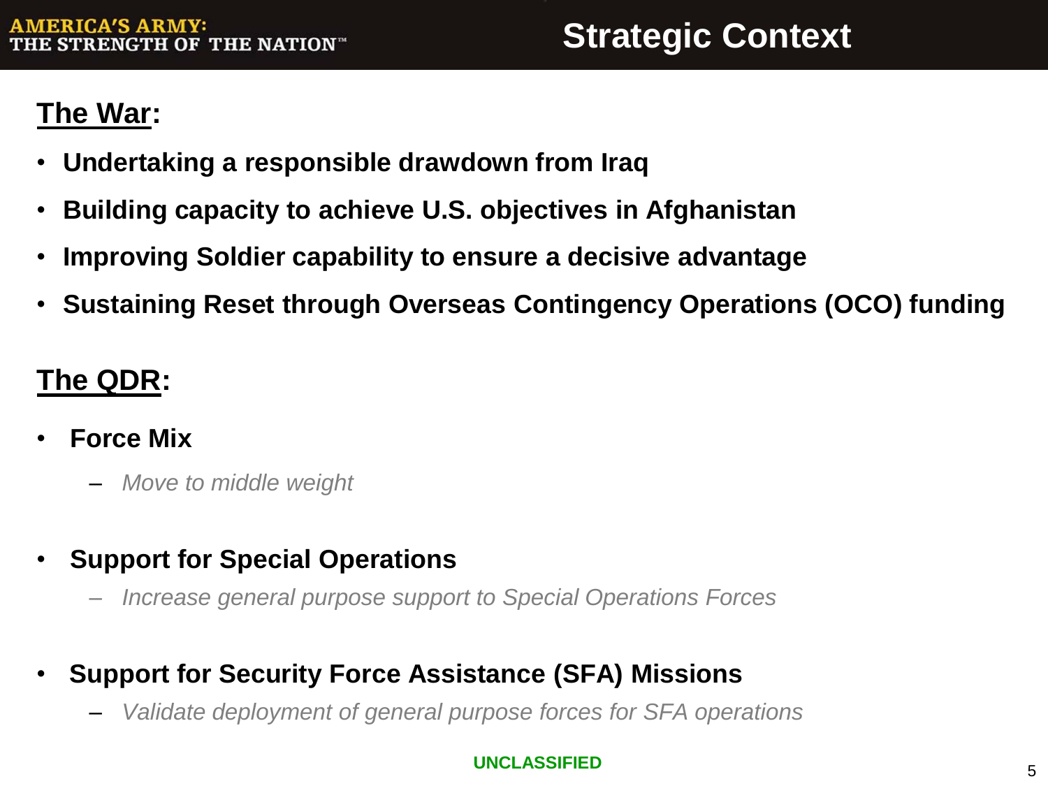# Strategic Context

## The War:

- **Undertaking a responsible drawdown from Iraq**
- **Building capacity to achieve U.S. objectives in Afghanistan**
- **Improving Soldier capability to ensure a decisive advantage**
- **Sustaining Reset through Overseas Contingency Operations (OCO) funding**

## The QDR:

- **Force Mix**
  - *Move to middle weight*
- **Support for Special Operations**
  - *Increase general purpose support to Special Operations Forces*
- **Support for Security Force Assistance (SFA) Missions**
  - *Validate deployment of general purpose forces for SFA operations*

UNCLASSIFIED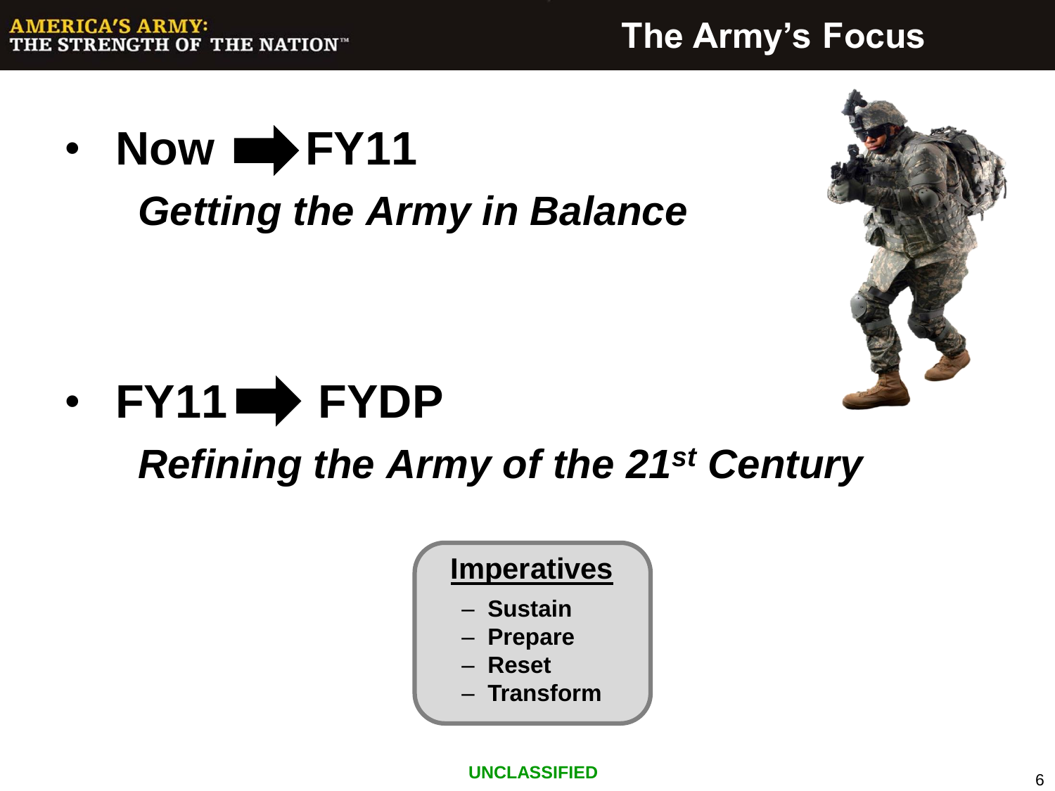# The Army's Focus

- **Now ➡ FY11**

  ***Getting the Army in Balance***

- **FY11 ➡ FYDP**

  ***Refining the Army of the 21st Century***

**Imperatives**

- **Sustain**
- **Prepare**
- **Reset**
- **Transform**

UNCLASSIFIED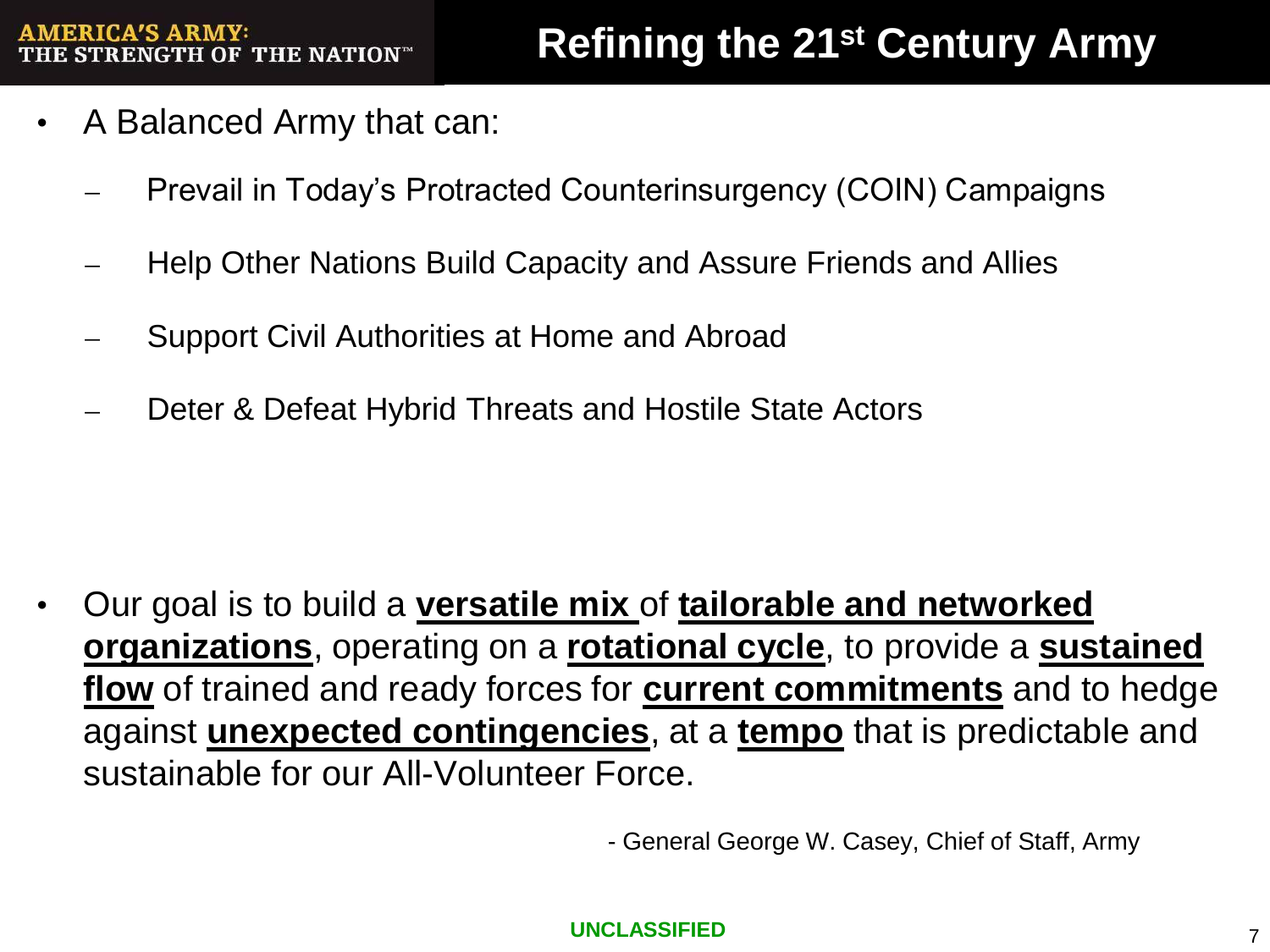# Refining the 21$^{st}$ Century Army

- A Balanced Army that can:
  - Prevail in Today's Protracted Counterinsurgency (COIN) Campaigns
  - Help Other Nations Build Capacity and Assure Friends and Allies
  - Support Civil Authorities at Home and Abroad
  - Deter & Defeat Hybrid Threats and Hostile State Actors

- Our goal is to build a <u>**versatile mix**</u> of <u>**tailorable and networked organizations**</u>, operating on a <u>**rotational cycle**</u>, to provide a <u>**sustained flow**</u> of trained and ready forces for <u>**current commitments**</u> and to hedge against <u>**unexpected contingencies**</u>, at a <u>**tempo**</u> that is predictable and sustainable for our All-Volunteer Force.

- General George W. Casey, Chief of Staff, Army

UNCLASSIFIED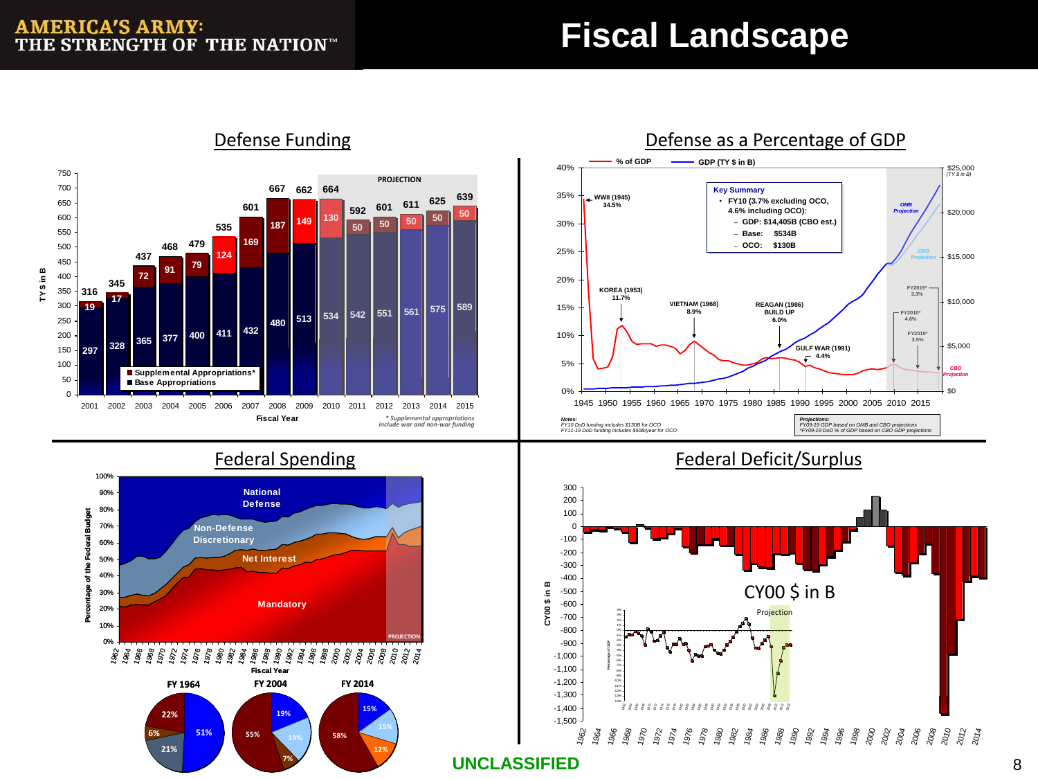# Fiscal Landscape

## Defense Funding

| Fiscal Year | Base Appropriations (TY $ in B) | Supplemental Appropriations* (TY $ in B) | Total |
|---|---|---|---|
| 2001 | 297 | 19 | 316 |
| 2002 | 328 | 17 | 345 |
| 2003 | 365 | 72 | 437 |
| 2004 | 377 | 91 | 468 |
| 2005 | 400 | 79 | 479 |
| 2006 | 411 | 124 | 535 |
| 2007 | 432 | 169 | 601 |
| 2008 | 480 | 187 | 667 |
| 2009 | 513 | 149 | 662 |
| 2010 (Projection) | 534 | 130 | 664 |
| 2011 (Projection) | 542 | 50 | 592 |
| 2012 (Projection) | 551 | 50 | 601 |
| 2013 (Projection) | 561 | 50 | 611 |
| 2014 (Projection) | 575 | 50 | 625 |
| 2015 (Projection) | 589 | 50 | 639 |

*\* Supplemental appropriations include war and non-war funding*

## Defense as a Percentage of GDP

Legend: % of GDP; GDP (TY $ in B)

- WWII (1945) 34.5%
- KOREA (1953) 11.7%
- VIETNAM (1968) 8.9%
- REAGAN (1986) BUILD UP 6.0%
- GULF WAR (1991) 4.4%
- FY2010* 4.6%
- FY2015* 3.5%
- FY2019* 3.3%

**Key Summary**
- FY10 (3.7% excluding OCO, 4.6% including OCO):
  - GDP: $14,405B (CBO est.)
  - Base: $534B
  - OCO: $130B

*Notes:*
*FY10 DoD funding includes $130B for OCO*
*FY11-19 DoD funding includes $50B/year for OCO*

*Projections:*
*FY09-19 GDP based on OMB and CBO projections*
*\*FY09-19 DoD % of GDP based on CBO GDP projections*

## Federal Spending

Percentage of the Federal Budget, Fiscal Year 1962–2014 (Projection): National Defense, Non-Defense Discretionary, Net Interest, Mandatory

| | FY 1964 | FY 2004 | FY 2014 |
|---|---|---|---|
| National Defense | 51% | 19% | 15% |
| Non-Defense Discretionary | 21% | 19% | 15% |
| Net Interest | 6% | 7% | 12% |
| Mandatory | 22% | 55% | 58% |

## Federal Deficit/Surplus

CY00 $ in B, 1962–2014 (Projection)

UNCLASSIFIED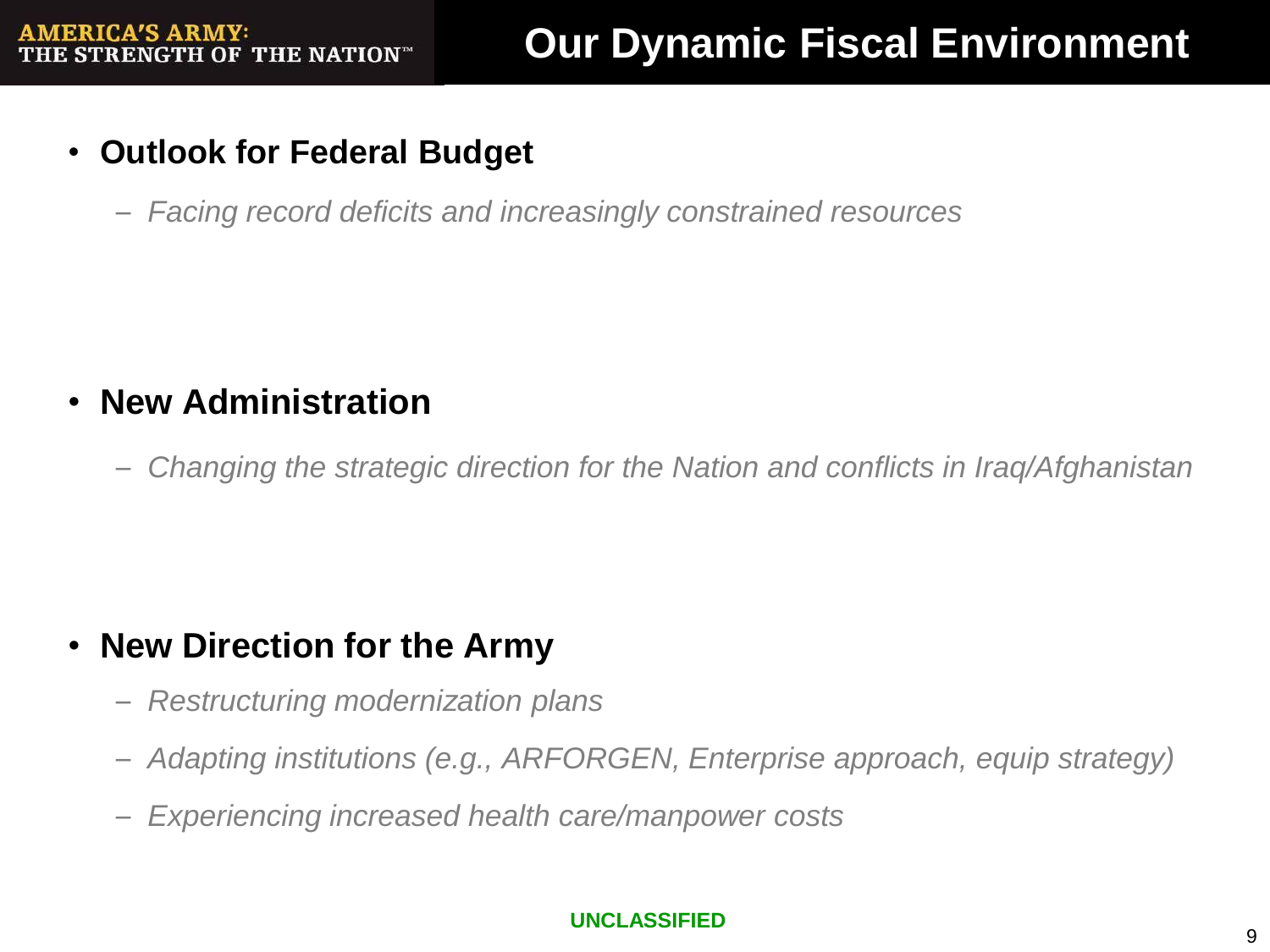# Our Dynamic Fiscal Environment

- **Outlook for Federal Budget**
  - *Facing record deficits and increasingly constrained resources*

- **New Administration**
  - *Changing the strategic direction for the Nation and conflicts in Iraq/Afghanistan*

- **New Direction for the Army**
  - *Restructuring modernization plans*
  - *Adapting institutions (e.g., ARFORGEN, Enterprise approach, equip strategy)*
  - *Experiencing increased health care/manpower costs*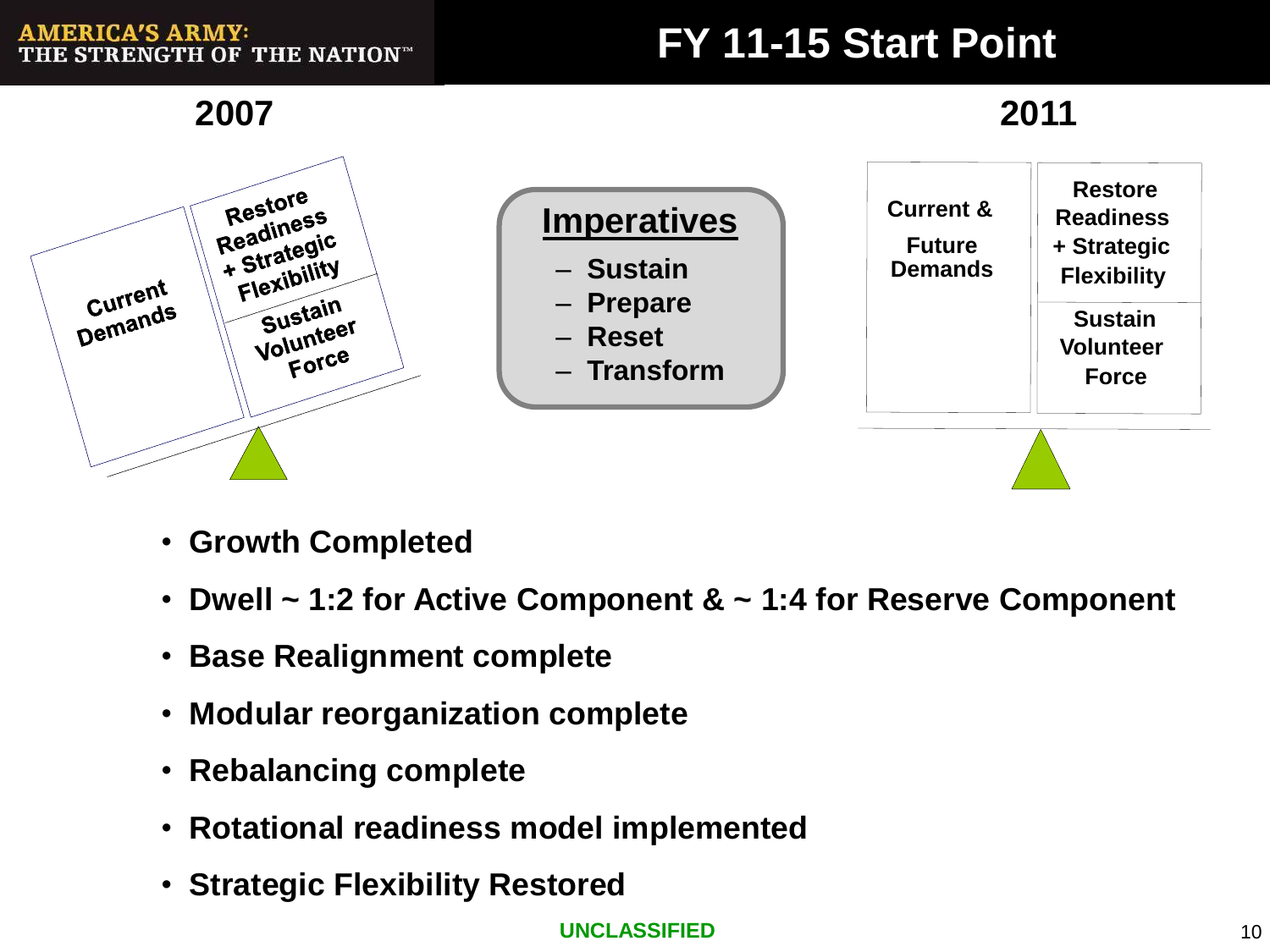# FY 11-15 Start Point

**2007**

Current Demands

Restore Readiness + Strategic Flexibility

Sustain Volunteer Force

**Imperatives**

- Sustain
- Prepare
- Reset
- Transform

**2011**

Current & Future Demands

Restore Readiness + Strategic Flexibility

Sustain Volunteer Force

- **Growth Completed**
- **Dwell ~ 1:2 for Active Component & ~ 1:4 for Reserve Component**
- **Base Realignment complete**
- **Modular reorganization complete**
- **Rebalancing complete**
- **Rotational readiness model implemented**
- **Strategic Flexibility Restored**

UNCLASSIFIED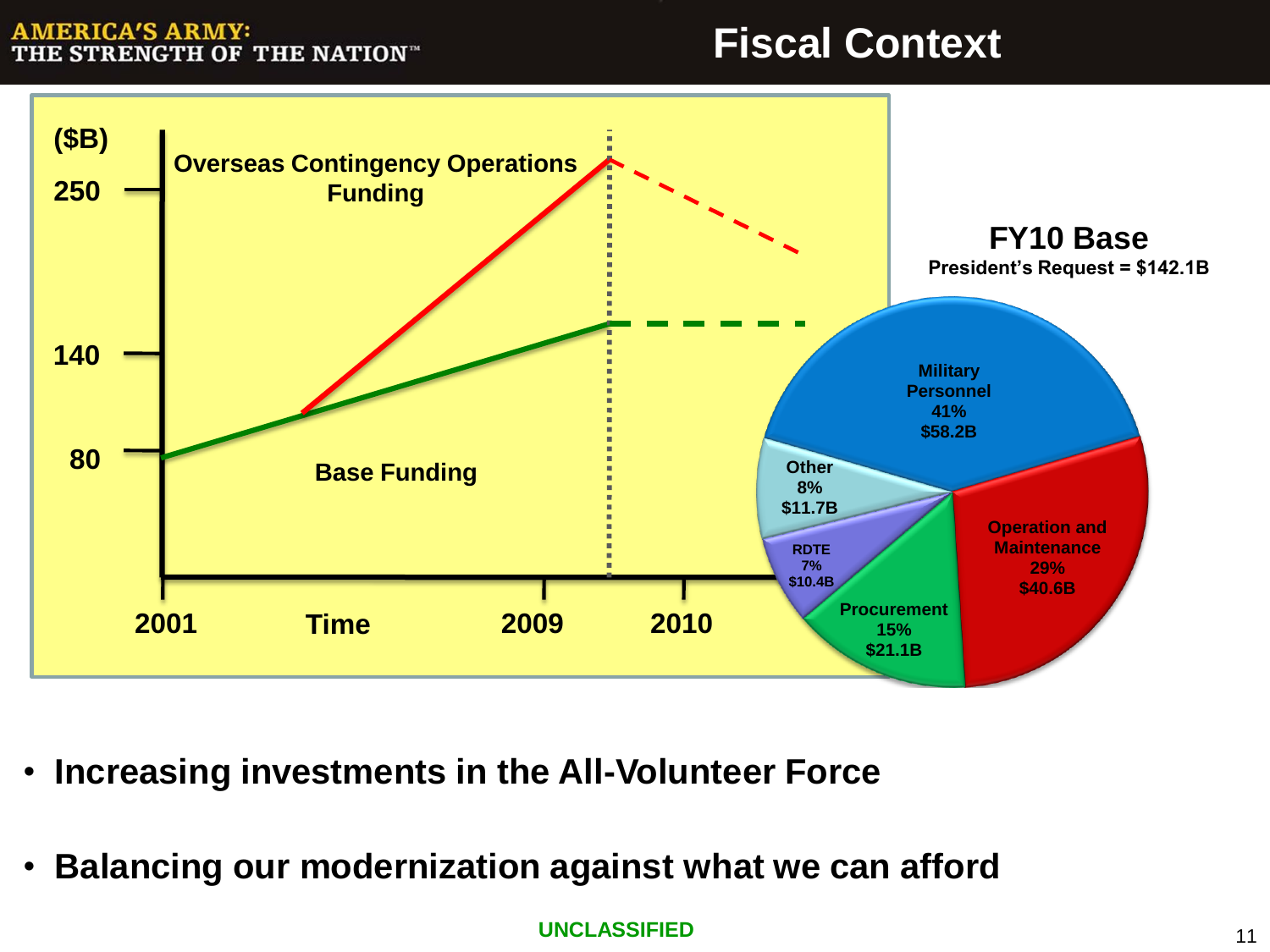# Fiscal Context

($B)

Overseas Contingency Operations Funding

Base Funding

250 / 140 / 80

2001 — Time — 2009 — 2010

**FY10 Base**

**President's Request = $142.1B**

| Category | Percent | Amount |
|---|---|---|
| Military Personnel | 41% | $58.2B |
| Operation and Maintenance | 29% | $40.6B |
| Procurement | 15% | $21.1B |
| RDTE | 7% | $10.4B |
| Other | 8% | $11.7B |

- **Increasing investments in the All-Volunteer Force**
- **Balancing our modernization against what we can afford**

UNCLASSIFIED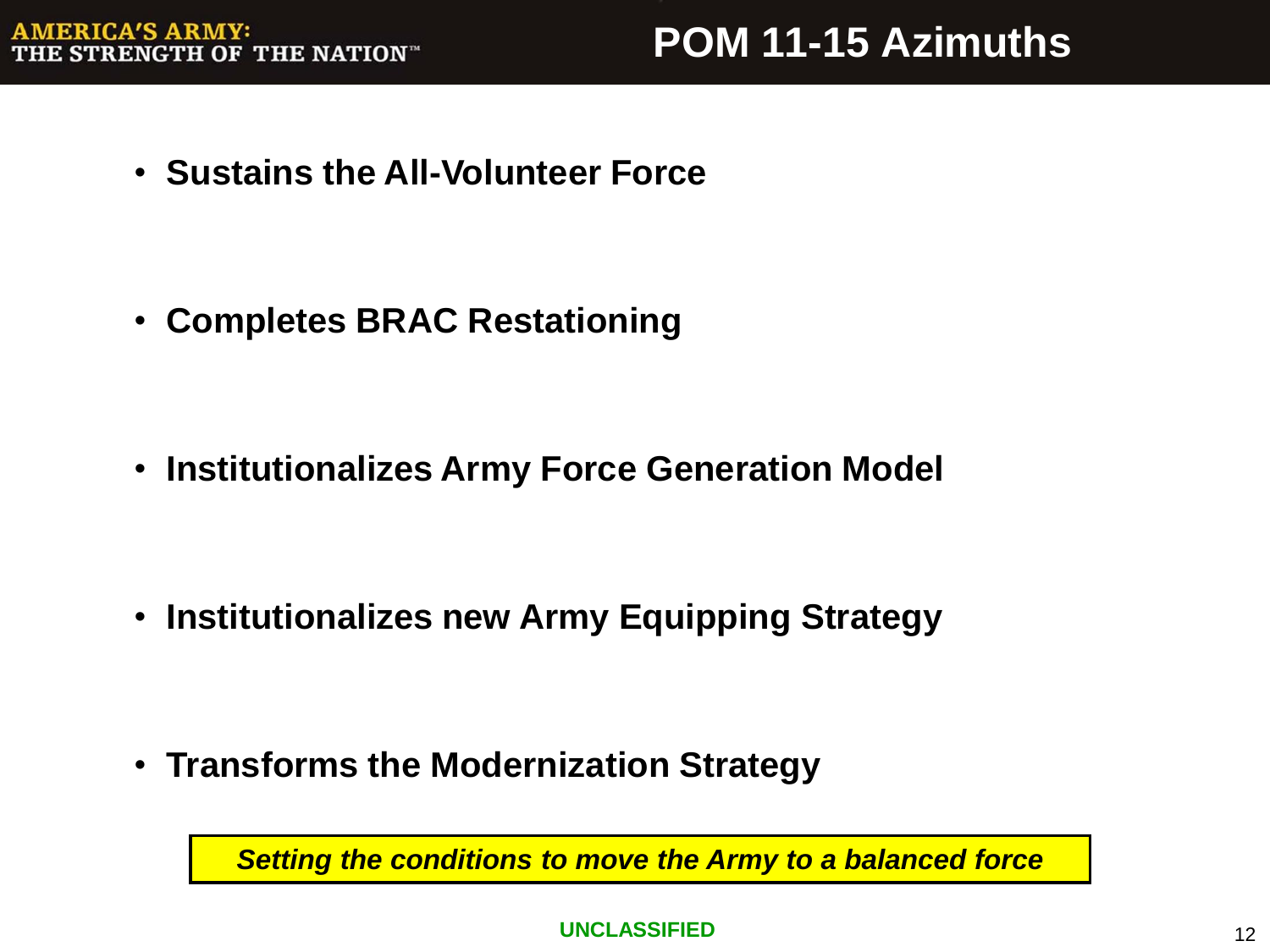# POM 11-15 Azimuths

- **Sustains the All-Volunteer Force**
- **Completes BRAC Restationing**
- **Institutionalizes Army Force Generation Model**
- **Institutionalizes new Army Equipping Strategy**
- **Transforms the Modernization Strategy**

***Setting the conditions to move the Army to a balanced force***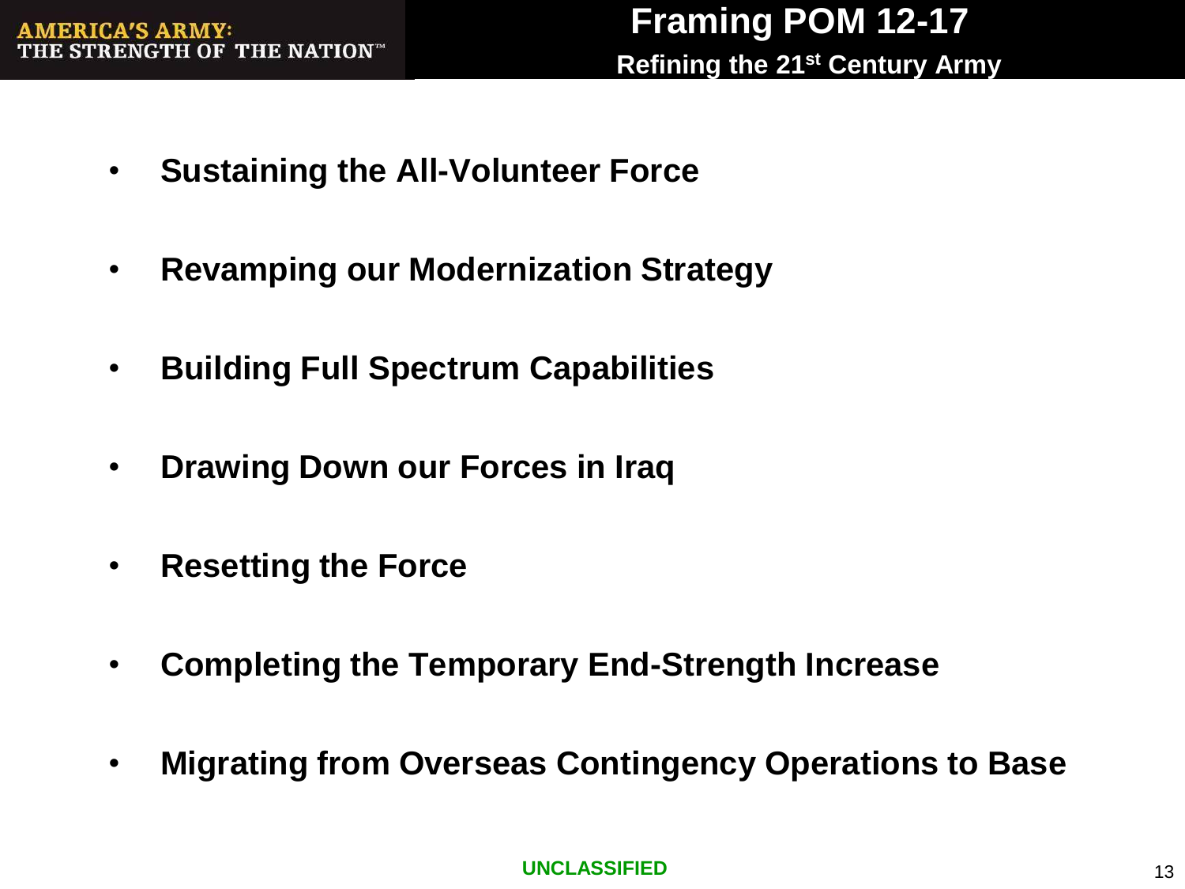# Framing POM 12-17

## Refining the 21st Century Army

- **Sustaining the All-Volunteer Force**
- **Revamping our Modernization Strategy**
- **Building Full Spectrum Capabilities**
- **Drawing Down our Forces in Iraq**
- **Resetting the Force**
- **Completing the Temporary End-Strength Increase**
- **Migrating from Overseas Contingency Operations to Base**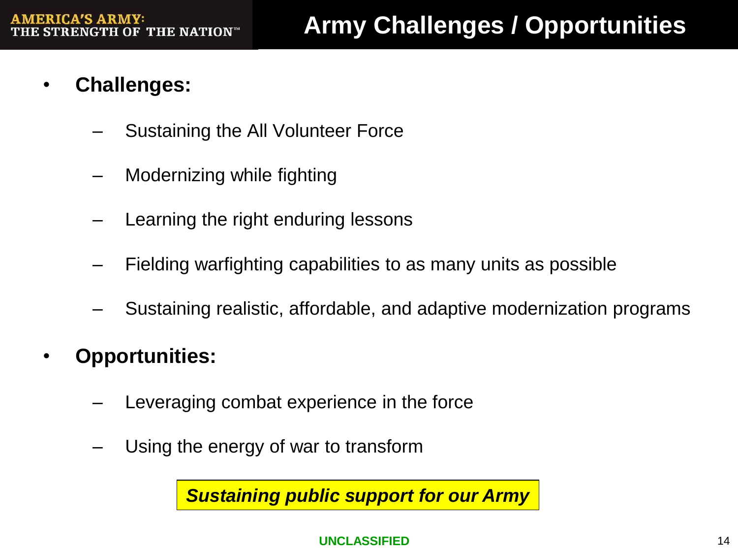# Army Challenges / Opportunities

- **Challenges:**
  - Sustaining the All Volunteer Force
  - Modernizing while fighting
  - Learning the right enduring lessons
  - Fielding warfighting capabilities to as many units as possible
  - Sustaining realistic, affordable, and adaptive modernization programs
- **Opportunities:**
  - Leveraging combat experience in the force
  - Using the energy of war to transform

***Sustaining public support for our Army***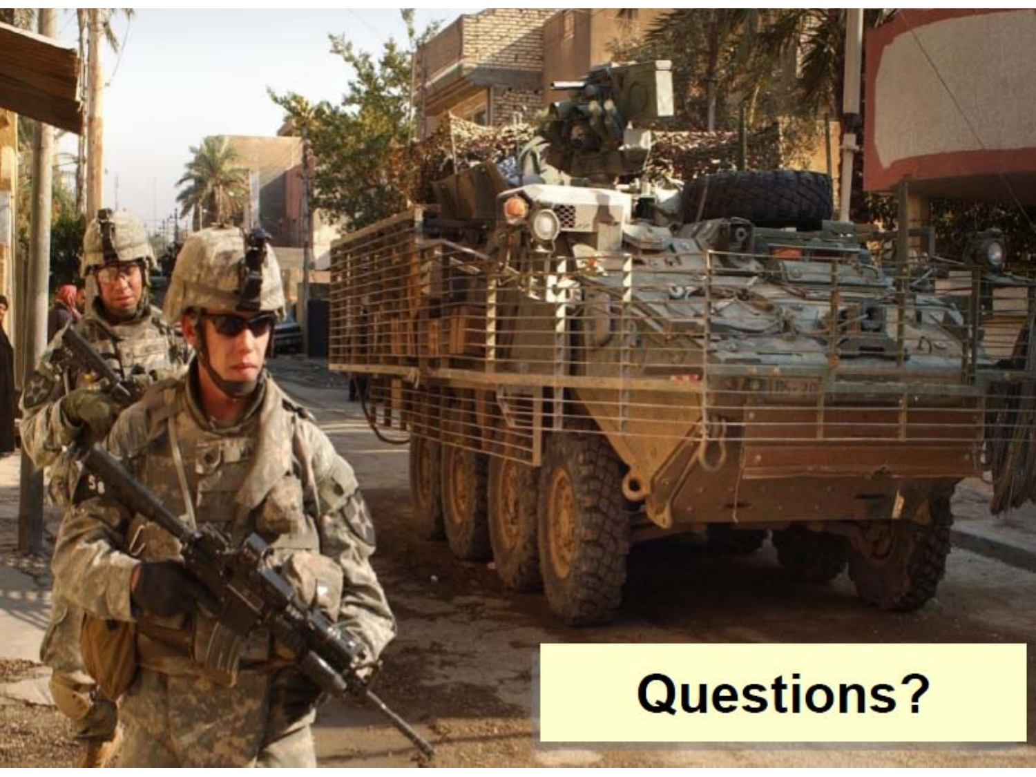Questions?